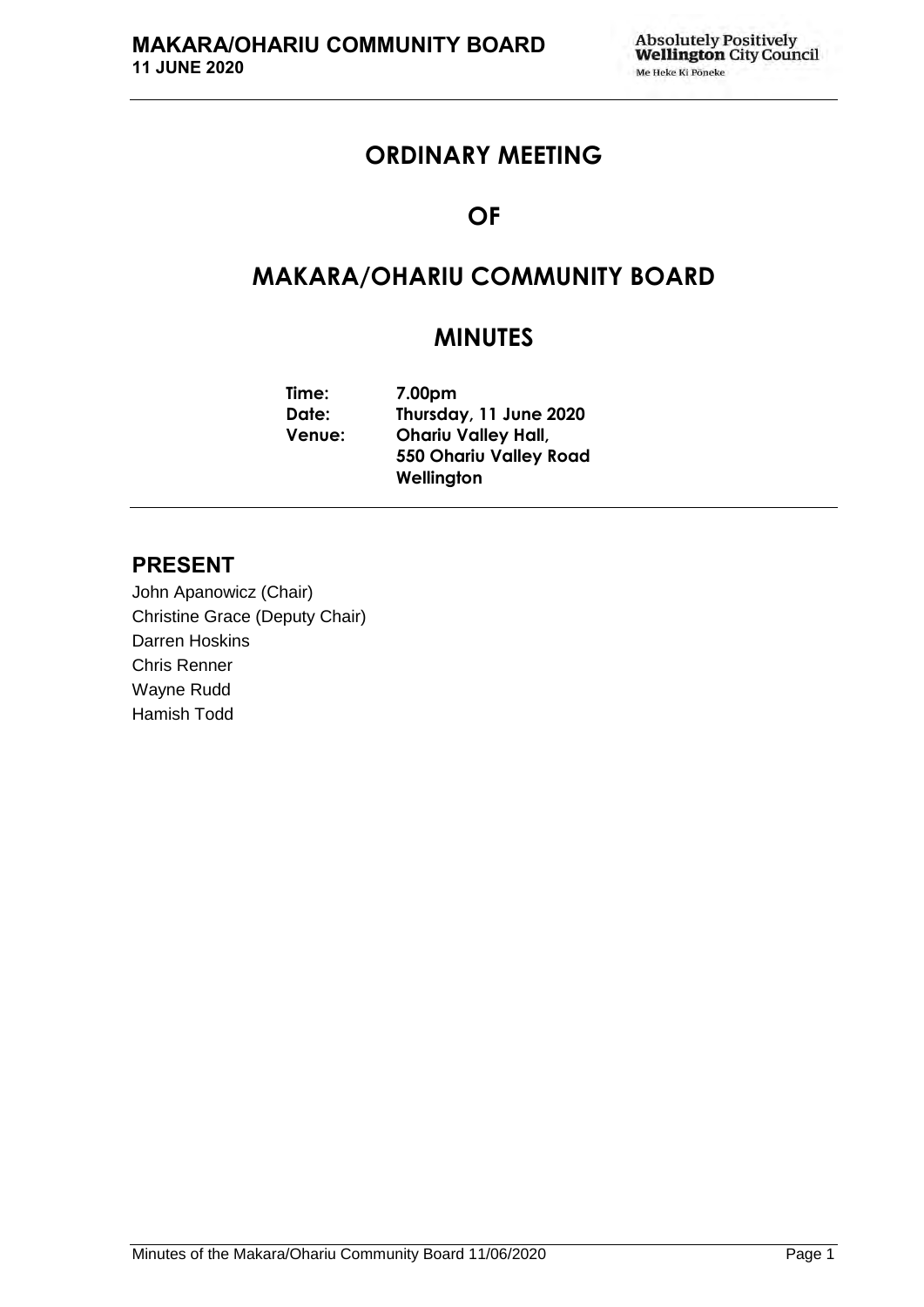# ORDINARY MEETING

# OF

# MAKARA/OHARIU COMMUNITY BOARD

# MINUTES

**Time:** 7.00pm
**Date:** Thursday, 11 June 2020
**Venue:** Ohariu Valley Hall,
550 Ohariu Valley Road
Wellington

## PRESENT

John Apanowicz (Chair)
Christine Grace (Deputy Chair)
Darren Hoskins
Chris Renner
Wayne Rudd
Hamish Todd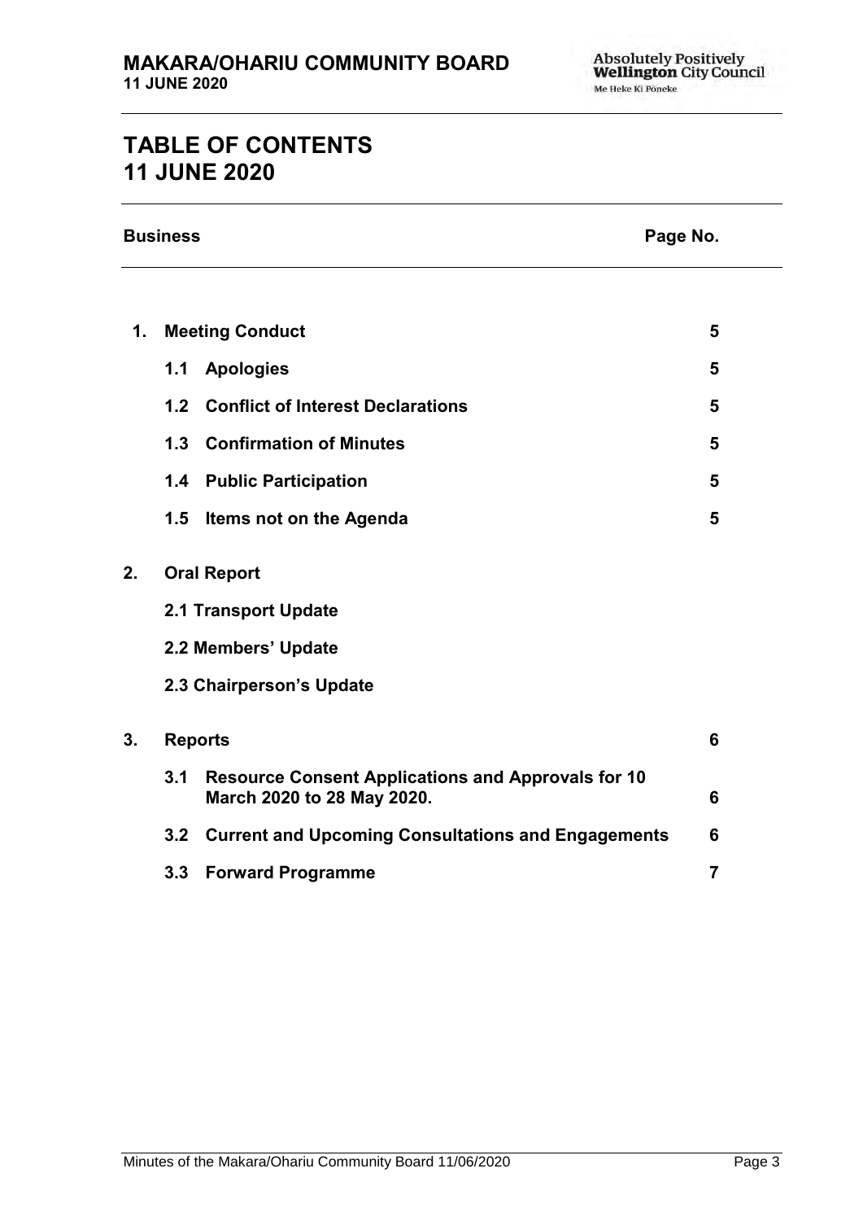# TABLE OF CONTENTS
# 11 JUNE 2020

| Business | | Page No. |
| --- | --- | --- |
| **1.** | **Meeting Conduct** | **5** |
| | **1.1 Apologies** | **5** |
| | **1.2 Conflict of Interest Declarations** | **5** |
| | **1.3 Confirmation of Minutes** | **5** |
| | **1.4 Public Participation** | **5** |
| | **1.5 Items not on the Agenda** | **5** |
| **2.** | **Oral Report** | |
| | **2.1 Transport Update** | |
| | **2.2 Members' Update** | |
| | **2.3 Chairperson's Update** | |
| **3.** | **Reports** | **6** |
| | **3.1 Resource Consent Applications and Approvals for 10 March 2020 to 28 May 2020.** | **6** |
| | **3.2 Current and Upcoming Consultations and Engagements** | **6** |
| | **3.3 Forward Programme** | **7** |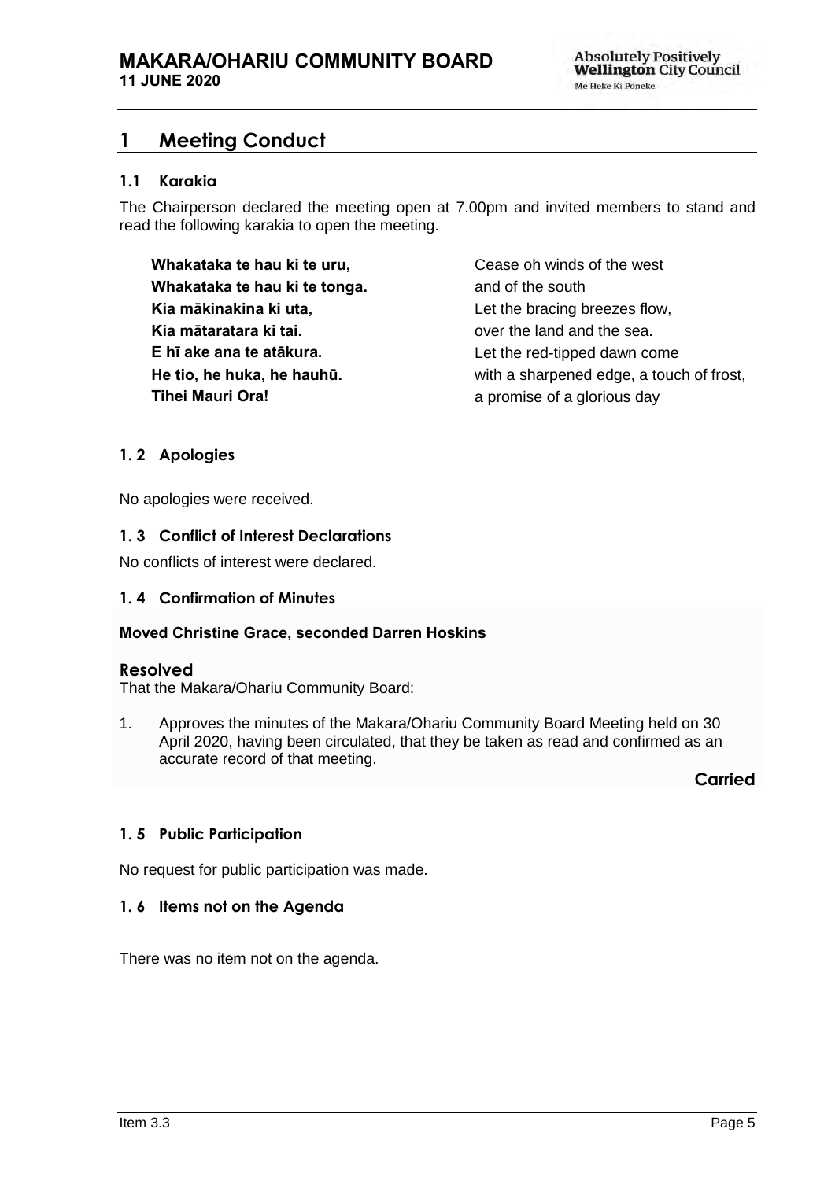# 1 Meeting Conduct

## 1.1 Karakia

The Chairperson declared the meeting open at 7.00pm and invited members to stand and read the following karakia to open the meeting.

| | |
|---|---|
| **Whakataka te hau ki te uru,** | Cease oh winds of the west |
| **Whakataka te hau ki te tonga.** | and of the south |
| **Kia mākinakina ki uta,** | Let the bracing breezes flow, |
| **Kia mātaratara ki tai.** | over the land and the sea. |
| **E hī ake ana te atākura.** | Let the red-tipped dawn come |
| **He tio, he huka, he hauhū.** | with a sharpened edge, a touch of frost, |
| **Tihei Mauri Ora!** | a promise of a glorious day |

## 1. 2 Apologies

No apologies were received.

## 1. 3 Conflict of Interest Declarations

No conflicts of interest were declared.

## 1. 4 Confirmation of Minutes

**Moved Christine Grace, seconded Darren Hoskins**

### Resolved

That the Makara/Ohariu Community Board:

1. Approves the minutes of the Makara/Ohariu Community Board Meeting held on 30 April 2020, having been circulated, that they be taken as read and confirmed as an accurate record of that meeting.

**Carried**

## 1. 5 Public Participation

No request for public participation was made.

## 1. 6 Items not on the Agenda

There was no item not on the agenda.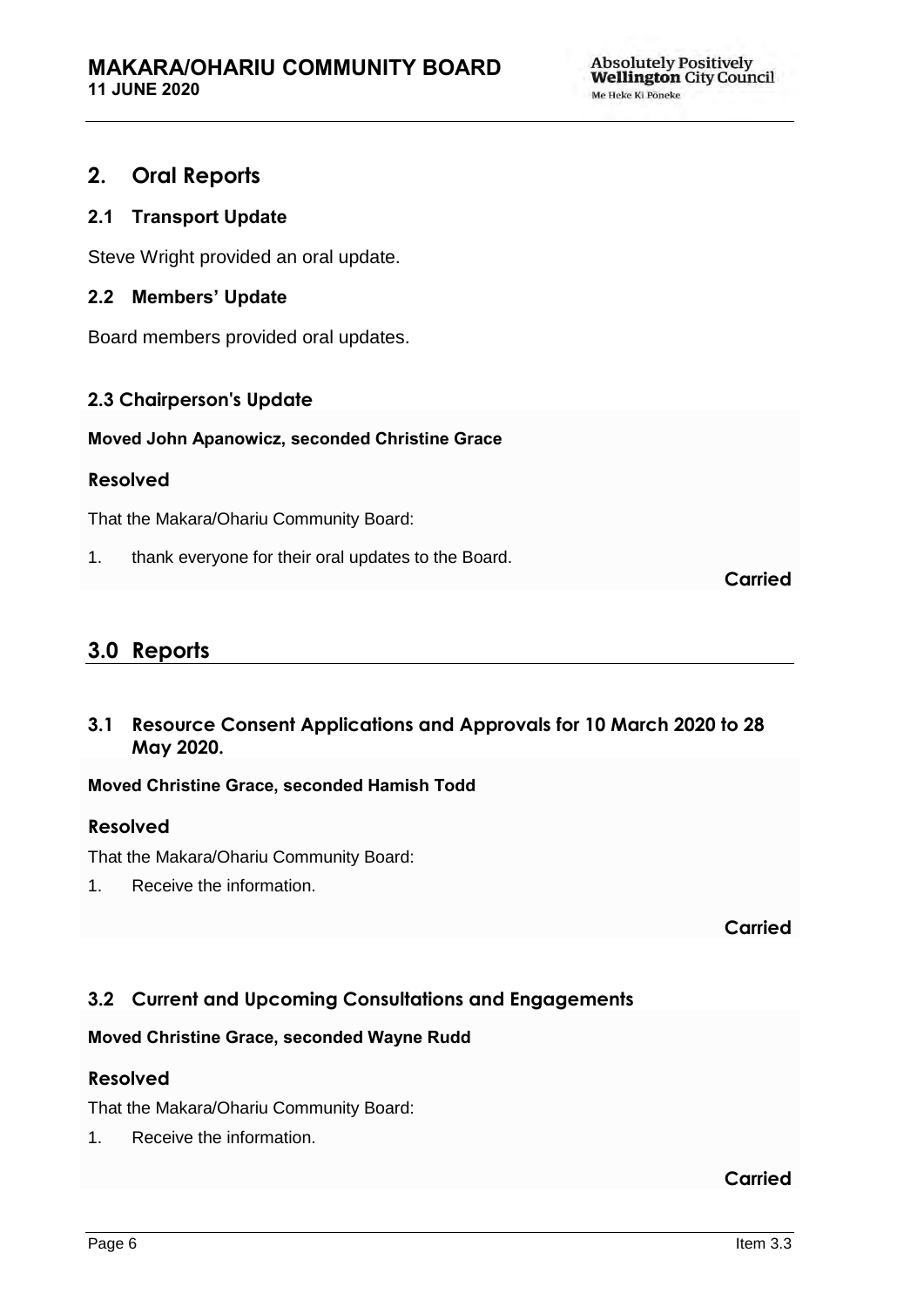## 2. Oral Reports

### 2.1 Transport Update

Steve Wright provided an oral update.

### 2.2 Members' Update

Board members provided oral updates.

### 2.3 Chairperson's Update

**Moved John Apanowicz, seconded Christine Grace**

**Resolved**

That the Makara/Ohariu Community Board:

1. thank everyone for their oral updates to the Board.

**Carried**

## 3.0 Reports

### 3.1 Resource Consent Applications and Approvals for 10 March 2020 to 28 May 2020.

**Moved Christine Grace, seconded Hamish Todd**

**Resolved**

That the Makara/Ohariu Community Board:

1. Receive the information.

**Carried**

### 3.2 Current and Upcoming Consultations and Engagements

**Moved Christine Grace, seconded Wayne Rudd**

**Resolved**

That the Makara/Ohariu Community Board:

1. Receive the information.

**Carried**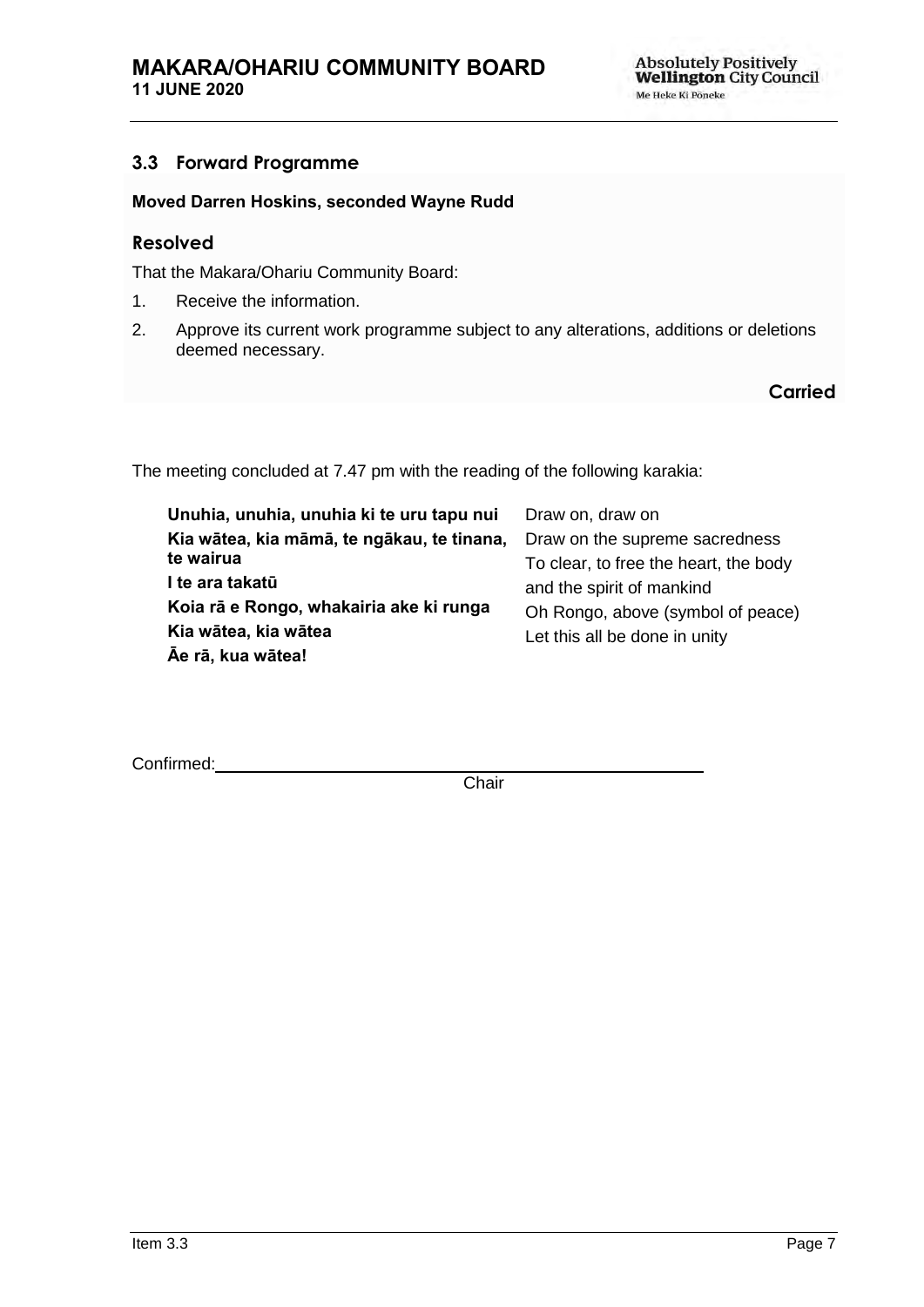### 3.3 Forward Programme

**Moved Darren Hoskins, seconded Wayne Rudd**

**Resolved**

That the Makara/Ohariu Community Board:

1. Receive the information.
2. Approve its current work programme subject to any alterations, additions or deletions deemed necessary.

**Carried**

The meeting concluded at 7.47 pm with the reading of the following karakia:

| | |
|---|---|
| **Unuhia, unuhia, unuhia ki te uru tapu nui** | Draw on, draw on |
| **Kia wātea, kia māmā, te ngākau, te tinana, te wairua** | Draw on the supreme sacredness |
| **I te ara takatū** | To clear, to free the heart, the body |
| **Koia rā e Rongo, whakairia ake ki runga** | and the spirit of mankind |
| **Kia wātea, kia wātea** | Oh Rongo, above (symbol of peace) |
| **Āe rā, kua wātea!** | Let this all be done in unity |

Confirmed: ______________________________

Chair